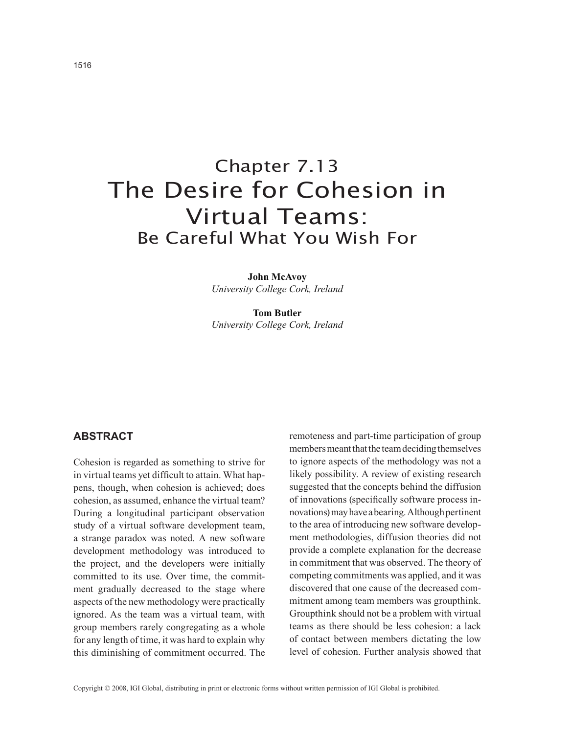# Chapter 7.13
# The Desire for Cohesion in Virtual Teams:
## Be Careful What You Wish For

**John McAvoy**
*University College Cork, Ireland*

**Tom Butler**
*University College Cork, Ireland*

## ABSTRACT

Cohesion is regarded as something to strive for in virtual teams yet difficult to attain. What happens, though, when cohesion is achieved; does cohesion, as assumed, enhance the virtual team? During a longitudinal participant observation study of a virtual software development team, a strange paradox was noted. A new software development methodology was introduced to the project, and the developers were initially committed to its use. Over time, the commitment gradually decreased to the stage where aspects of the new methodology were practically ignored. As the team was a virtual team, with group members rarely congregating as a whole for any length of time, it was hard to explain why this diminishing of commitment occurred. The remoteness and part-time participation of group members meant that the team deciding themselves to ignore aspects of the methodology was not a likely possibility. A review of existing research suggested that the concepts behind the diffusion of innovations (specifically software process innovations) may have a bearing. Although pertinent to the area of introducing new software development methodologies, diffusion theories did not provide a complete explanation for the decrease in commitment that was observed. The theory of competing commitments was applied, and it was discovered that one cause of the decreased commitment among team members was groupthink. Groupthink should not be a problem with virtual teams as there should be less cohesion: a lack of contact between members dictating the low level of cohesion. Further analysis showed that

Copyright © 2008, IGI Global, distributing in print or electronic forms without written permission of IGI Global is prohibited.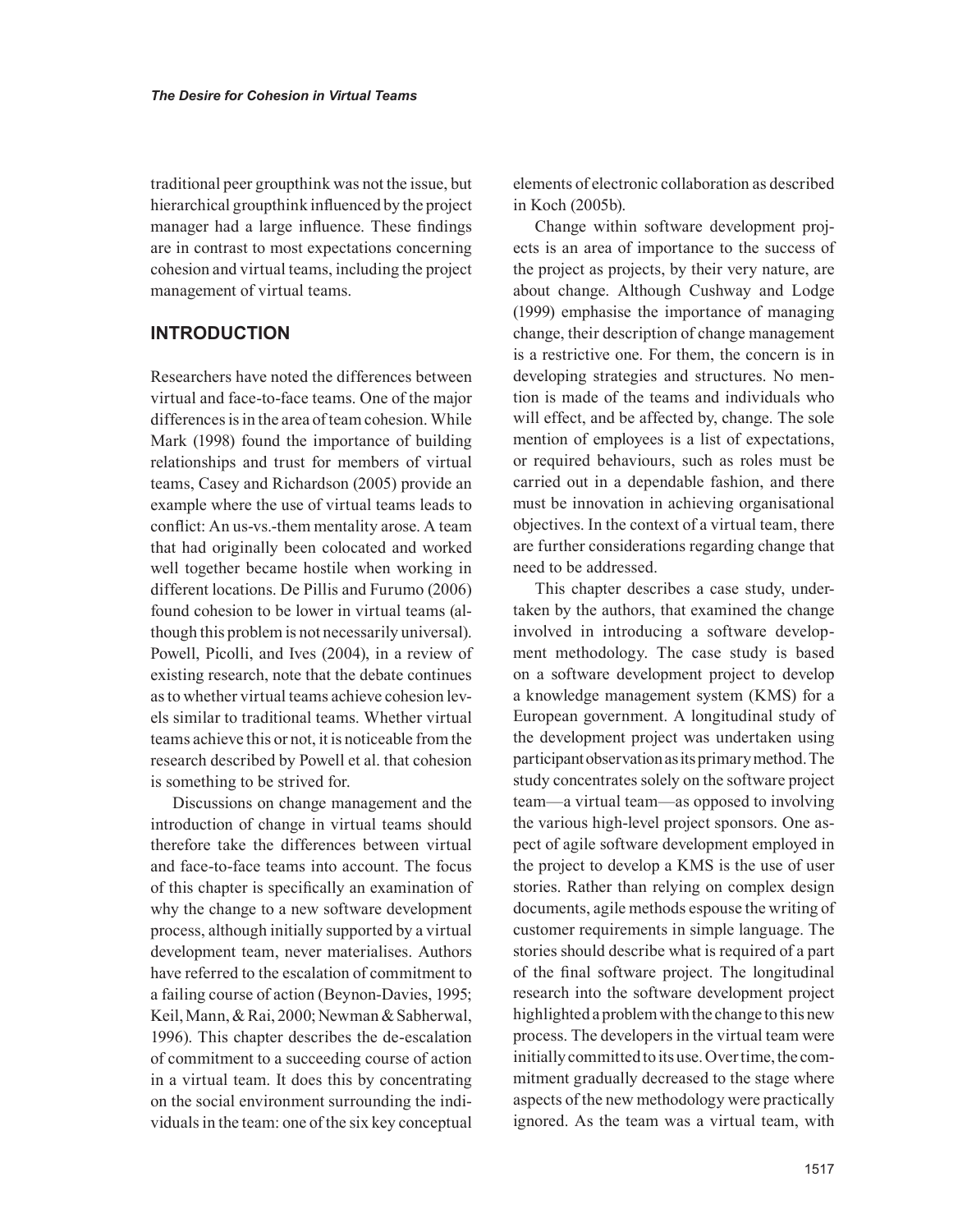traditional peer groupthink was not the issue, but hierarchical groupthink influenced by the project manager had a large influence. These findings are in contrast to most expectations concerning cohesion and virtual teams, including the project management of virtual teams.

## INTRODUCTION

Researchers have noted the differences between virtual and face-to-face teams. One of the major differences is in the area of team cohesion. While Mark (1998) found the importance of building relationships and trust for members of virtual teams, Casey and Richardson (2005) provide an example where the use of virtual teams leads to conflict: An us-vs.-them mentality arose. A team that had originally been colocated and worked well together became hostile when working in different locations. De Pillis and Furumo (2006) found cohesion to be lower in virtual teams (although this problem is not necessarily universal). Powell, Picolli, and Ives (2004), in a review of existing research, note that the debate continues as to whether virtual teams achieve cohesion levels similar to traditional teams. Whether virtual teams achieve this or not, it is noticeable from the research described by Powell et al. that cohesion is something to be strived for.

Discussions on change management and the introduction of change in virtual teams should therefore take the differences between virtual and face-to-face teams into account. The focus of this chapter is specifically an examination of why the change to a new software development process, although initially supported by a virtual development team, never materialises. Authors have referred to the escalation of commitment to a failing course of action (Beynon-Davies, 1995; Keil, Mann, & Rai, 2000; Newman & Sabherwal, 1996). This chapter describes the de-escalation of commitment to a succeeding course of action in a virtual team. It does this by concentrating on the social environment surrounding the individuals in the team: one of the six key conceptual elements of electronic collaboration as described in Koch (2005b).

Change within software development projects is an area of importance to the success of the project as projects, by their very nature, are about change. Although Cushway and Lodge (1999) emphasise the importance of managing change, their description of change management is a restrictive one. For them, the concern is in developing strategies and structures. No mention is made of the teams and individuals who will effect, and be affected by, change. The sole mention of employees is a list of expectations, or required behaviours, such as roles must be carried out in a dependable fashion, and there must be innovation in achieving organisational objectives. In the context of a virtual team, there are further considerations regarding change that need to be addressed.

This chapter describes a case study, undertaken by the authors, that examined the change involved in introducing a software development methodology. The case study is based on a software development project to develop a knowledge management system (KMS) for a European government. A longitudinal study of the development project was undertaken using participant observation as its primary method. The study concentrates solely on the software project team—a virtual team—as opposed to involving the various high-level project sponsors. One aspect of agile software development employed in the project to develop a KMS is the use of user stories. Rather than relying on complex design documents, agile methods espouse the writing of customer requirements in simple language. The stories should describe what is required of a part of the final software project. The longitudinal research into the software development project highlighted a problem with the change to this new process. The developers in the virtual team were initially committed to its use. Over time, the commitment gradually decreased to the stage where aspects of the new methodology were practically ignored. As the team was a virtual team, with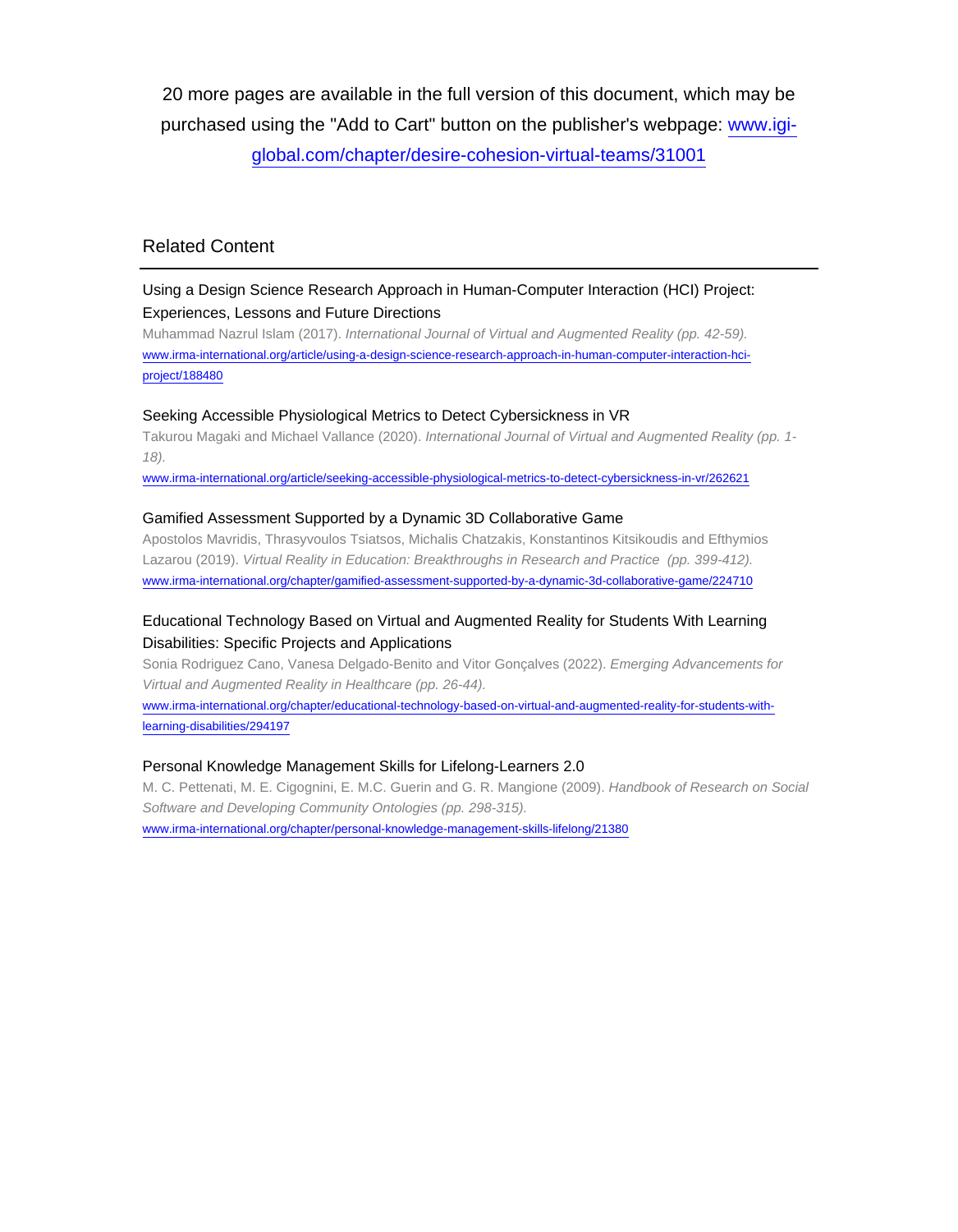20 more pages are available in the full version of this document, which may be purchased using the "Add to Cart" button on the publisher's webpage: [www.igi-global.com/chapter/desire-cohesion-virtual-teams/31001](www.igi-global.com/chapter/desire-cohesion-virtual-teams/31001)

## Related Content

Using a Design Science Research Approach in Human-Computer Interaction (HCI) Project: Experiences, Lessons and Future Directions
Muhammad Nazrul Islam (2017). *International Journal of Virtual and Augmented Reality (pp. 42-59).*
[www.irma-international.org/article/using-a-design-science-research-approach-in-human-computer-interaction-hci-project/188480](www.irma-international.org/article/using-a-design-science-research-approach-in-human-computer-interaction-hci-project/188480)

Seeking Accessible Physiological Metrics to Detect Cybersickness in VR
Takurou Magaki and Michael Vallance (2020). *International Journal of Virtual and Augmented Reality (pp. 1-18).*
[www.irma-international.org/article/seeking-accessible-physiological-metrics-to-detect-cybersickness-in-vr/262621](www.irma-international.org/article/seeking-accessible-physiological-metrics-to-detect-cybersickness-in-vr/262621)

Gamified Assessment Supported by a Dynamic 3D Collaborative Game
Apostolos Mavridis, Thrasyvoulos Tsiatsos, Michalis Chatzakis, Konstantinos Kitsikoudis and Efthymios Lazarou (2019). *Virtual Reality in Education: Breakthroughs in Research and Practice (pp. 399-412).*
[www.irma-international.org/chapter/gamified-assessment-supported-by-a-dynamic-3d-collaborative-game/224710](www.irma-international.org/chapter/gamified-assessment-supported-by-a-dynamic-3d-collaborative-game/224710)

Educational Technology Based on Virtual and Augmented Reality for Students With Learning Disabilities: Specific Projects and Applications
Sonia Rodriguez Cano, Vanesa Delgado-Benito and Vitor Gonçalves (2022). *Emerging Advancements for Virtual and Augmented Reality in Healthcare (pp. 26-44).*
[www.irma-international.org/chapter/educational-technology-based-on-virtual-and-augmented-reality-for-students-with-learning-disabilities/294197](www.irma-international.org/chapter/educational-technology-based-on-virtual-and-augmented-reality-for-students-with-learning-disabilities/294197)

Personal Knowledge Management Skills for Lifelong-Learners 2.0
M. C. Pettenati, M. E. Cigognini, E. M.C. Guerin and G. R. Mangione (2009). *Handbook of Research on Social Software and Developing Community Ontologies (pp. 298-315).*
[www.irma-international.org/chapter/personal-knowledge-management-skills-lifelong/21380](www.irma-international.org/chapter/personal-knowledge-management-skills-lifelong/21380)